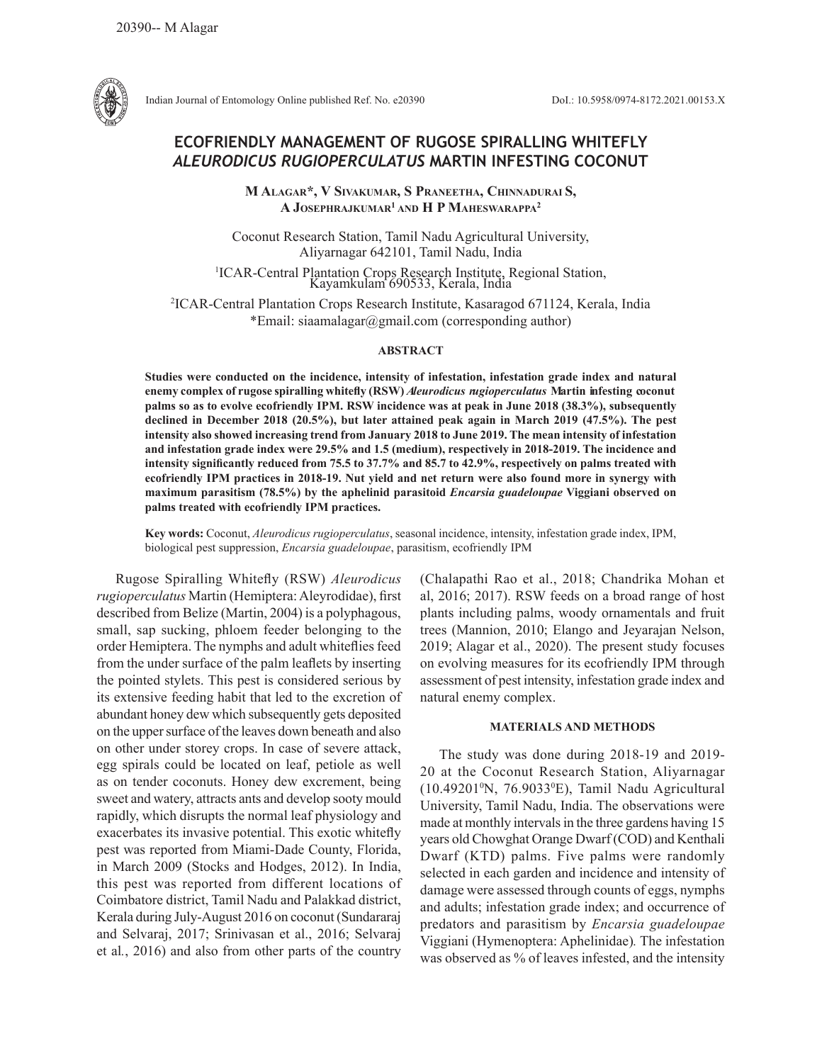# ECOFRIENDLY MANAGEMENT OF RUGOSE SPIRALLING WHITEFLY *ALEURODICUS RUGIOPERCULATUS* MARTIN INFESTING COCONUT

**M Alagar\*, V Sivakumar, S Praneetha, Chinnadurai S, A Josephrajkumar[1] and H P Maheswarappa[2]**

Coconut Research Station, Tamil Nadu Agricultural University, Aliyarnagar 642101, Tamil Nadu, India

[1]ICAR-Central Plantation Crops Research Institute, Regional Station, Kayamkulam 690533, Kerala, India

[2]ICAR-Central Plantation Crops Research Institute, Kasaragod 671124, Kerala, India

\*Email: siaamalagar@gmail.com (corresponding author)

## ABSTRACT

**Studies were conducted on the incidence, intensity of infestation, infestation grade index and natural enemy complex of rugose spiralling whitefly (RSW) *Aleurodicus nugioperculatus* Martin infesting coconut palms so as to evolve ecofriendly IPM. RSW incidence was at peak in June 2018 (38.3%), subsequently declined in December 2018 (20.5%), but later attained peak again in March 2019 (47.5%). The pest intensity also showed increasing trend from January 2018 to June 2019. The mean intensity of infestation and infestation grade index were 29.5% and 1.5 (medium), respectively in 2018-2019. The incidence and intensity significantly reduced from 75.5 to 37.7% and 85.7 to 42.9%, respectively on palms treated with ecofriendly IPM practices in 2018-19. Nut yield and net return were also found more in synergy with maximum parasitism (78.5%) by the aphelinid parasitoid *Encarsia guadeloupae* Viggiani observed on palms treated with ecofriendly IPM practices.**

**Key words:** Coconut, *Aleurodicus rugioperculatus*, seasonal incidence, intensity, infestation grade index, IPM, biological pest suppression, *Encarsia guadeloupae*, parasitism, ecofriendly IPM

Rugose Spiralling Whitefly (RSW) *Aleurodicus rugioperculatus* Martin (Hemiptera: Aleyrodidae), first described from Belize (Martin, 2004) is a polyphagous, small, sap sucking, phloem feeder belonging to the order Hemiptera. The nymphs and adult whiteflies feed from the under surface of the palm leaflets by inserting the pointed stylets. This pest is considered serious by its extensive feeding habit that led to the excretion of abundant honey dew which subsequently gets deposited on the upper surface of the leaves down beneath and also on other under storey crops. In case of severe attack, egg spirals could be located on leaf, petiole as well as on tender coconuts. Honey dew excrement, being sweet and watery, attracts ants and develop sooty mould rapidly, which disrupts the normal leaf physiology and exacerbates its invasive potential. This exotic whitefly pest was reported from Miami-Dade County, Florida, in March 2009 (Stocks and Hodges, 2012). In India, this pest was reported from different locations of Coimbatore district, Tamil Nadu and Palakkad district, Kerala during July-August 2016 on coconut (Sundararaj and Selvaraj, 2017; Srinivasan et al., 2016; Selvaraj et al., 2016) and also from other parts of the country (Chalapathi Rao et al., 2018; Chandrika Mohan et al, 2016; 2017). RSW feeds on a broad range of host plants including palms, woody ornamentals and fruit trees (Mannion, 2010; Elango and Jeyarajan Nelson, 2019; Alagar et al., 2020). The present study focuses on evolving measures for its ecofriendly IPM through assessment of pest intensity, infestation grade index and natural enemy complex.

## MATERIALS AND METHODS

The study was done during 2018-19 and 2019-20 at the Coconut Research Station, Aliyarnagar (10.49201$^0$N, 76.9033$^0$E), Tamil Nadu Agricultural University, Tamil Nadu, India. The observations were made at monthly intervals in the three gardens having 15 years old Chowghat Orange Dwarf (COD) and Kenthali Dwarf (KTD) palms. Five palms were randomly selected in each garden and incidence and intensity of damage were assessed through counts of eggs, nymphs and adults; infestation grade index; and occurrence of predators and parasitism by *Encarsia guadeloupae* Viggiani (Hymenoptera: Aphelinidae). The infestation was observed as % of leaves infested, and the intensity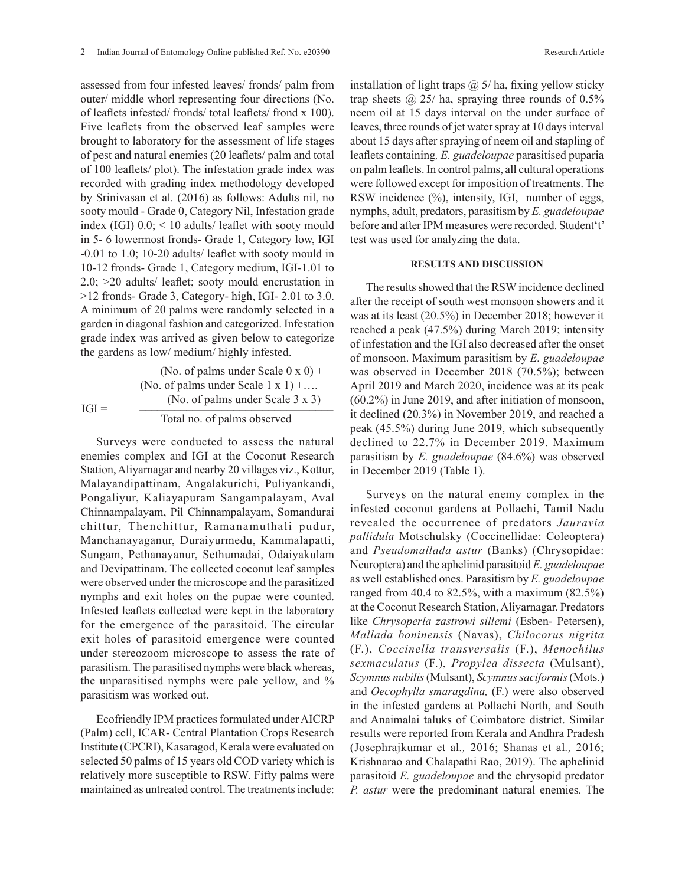assessed from four infested leaves/ fronds/ palm from outer/ middle whorl representing four directions (No. of leaflets infested/ fronds/ total leaflets/ frond x 100). Five leaflets from the observed leaf samples were brought to laboratory for the assessment of life stages of pest and natural enemies (20 leaflets/ palm and total of 100 leaflets/ plot). The infestation grade index was recorded with grading index methodology developed by Srinivasan et al*.* (2016) as follows: Adults nil, no sooty mould - Grade 0, Category Nil, Infestation grade index (IGI) 0.0; < 10 adults/ leaflet with sooty mould in 5- 6 lowermost fronds- Grade 1, Category low, IGI -0.01 to 1.0; 10-20 adults/ leaflet with sooty mould in 10-12 fronds- Grade 1, Category medium, IGI-1.01 to 2.0; >20 adults/ leaflet; sooty mould encrustation in >12 fronds- Grade 3, Category- high, IGI- 2.01 to 3.0. A minimum of 20 palms were randomly selected in a garden in diagonal fashion and categorized. Infestation grade index was arrived as given below to categorize the gardens as low/ medium/ highly infested.

$$\text{IGI} = \frac{(\text{No. of palms under Scale } 0 \times 0) + (\text{No. of palms under Scale } 1 \times 1) + \ldots + (\text{No. of palms under Scale } 3 \times 3)}{\text{Total no. of palms observed}}$$

Surveys were conducted to assess the natural enemies complex and IGI at the Coconut Research Station, Aliyarnagar and nearby 20 villages viz., Kottur, Malayandipattinam, Angalakurichi, Puliyankandi, Pongaliyur, Kaliayapuram Sangampalayam, Aval Chinnampalayam, Pil Chinnampalayam, Somandurai chittur, Thenchittur, Ramanamuthali pudur, Manchanayaganur, Duraiyurmedu, Kammalapatti, Sungam, Pethanayanur, Sethumadai, Odaiyakulam and Devipattinam. The collected coconut leaf samples were observed under the microscope and the parasitized nymphs and exit holes on the pupae were counted. Infested leaflets collected were kept in the laboratory for the emergence of the parasitoid. The circular exit holes of parasitoid emergence were counted under stereozoom microscope to assess the rate of parasitism. The parasitised nymphs were black whereas, the unparasitised nymphs were pale yellow, and % parasitism was worked out.

Ecofriendly IPM practices formulated under AICRP (Palm) cell, ICAR- Central Plantation Crops Research Institute (CPCRI), Kasaragod, Kerala were evaluated on selected 50 palms of 15 years old COD variety which is relatively more susceptible to RSW. Fifty palms were maintained as untreated control. The treatments include: installation of light traps @ 5/ ha, fixing yellow sticky trap sheets @ 25/ ha, spraying three rounds of 0.5% neem oil at 15 days interval on the under surface of leaves, three rounds of jet water spray at 10 days interval about 15 days after spraying of neem oil and stapling of leaflets containing*, E. guadeloupae* parasitised puparia on palm leaflets. In control palms, all cultural operations were followed except for imposition of treatments. The RSW incidence (%), intensity, IGI, number of eggs, nymphs, adult, predators, parasitism by *E. guadeloupae* before and after IPM measures were recorded. Student't' test was used for analyzing the data.

## RESULTS AND DISCUSSION

The results showed that the RSW incidence declined after the receipt of south west monsoon showers and it was at its least (20.5%) in December 2018; however it reached a peak (47.5%) during March 2019; intensity of infestation and the IGI also decreased after the onset of monsoon. Maximum parasitism by *E. guadeloupae* was observed in December 2018 (70.5%); between April 2019 and March 2020, incidence was at its peak (60.2%) in June 2019, and after initiation of monsoon, it declined (20.3%) in November 2019, and reached a peak (45.5%) during June 2019, which subsequently declined to 22.7% in December 2019. Maximum parasitism by *E. guadeloupae* (84.6%) was observed in December 2019 (Table 1).

Surveys on the natural enemy complex in the infested coconut gardens at Pollachi, Tamil Nadu revealed the occurrence of predators *Jauravia pallidula* Motschulsky (Coccinellidae: Coleoptera) and *Pseudomallada astur* (Banks) (Chrysopidae: Neuroptera) and the aphelinid parasitoid *E. guadeloupae* as well established ones. Parasitism by *E. guadeloupae* ranged from 40.4 to 82.5%, with a maximum (82.5%) at the Coconut Research Station, Aliyarnagar. Predators like *Chrysoperla zastrowi sillemi* (Esben- Petersen), *Mallada boninensis* (Navas), *Chilocorus nigrita* (F.), *Coccinella transversalis* (F.), *Menochilus sexmaculatus* (F.), *Propylea dissecta* (Mulsant), *Scymnus nubilis* (Mulsant), *Scymnus saciformis* (Mots.) and *Oecophylla smaragdina,* (F.) were also observed in the infested gardens at Pollachi North, and South and Anaimalai taluks of Coimbatore district. Similar results were reported from Kerala and Andhra Pradesh (Josephrajkumar et al*.,* 2016; Shanas et al*.,* 2016; Krishnarao and Chalapathi Rao, 2019). The aphelinid parasitoid *E. guadeloupae* and the chrysopid predator *P. astur* were the predominant natural enemies. The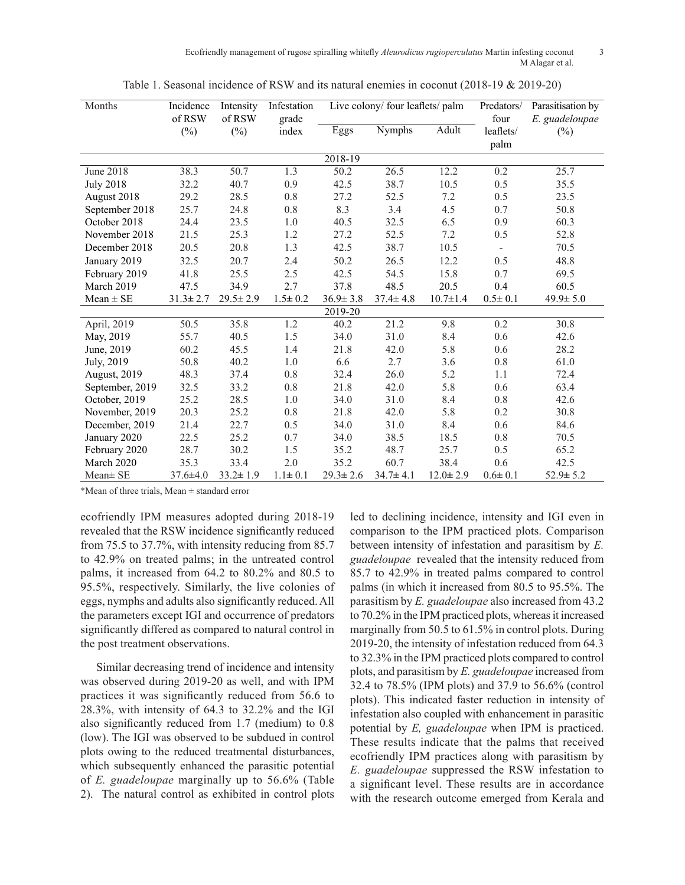Table 1. Seasonal incidence of RSW and its natural enemies in coconut (2018-19 & 2019-20)

| Months | Incidence of RSW (%) | Intensity of RSW (%) | Infestation grade index | Live colony/ four leaflets/ palm | | | Predators/ four leaflets/ palm | Parasitisation by *E. guadeloupae* (%) |
|---|---|---|---|---|---|---|---|---|
| | | | | Eggs | Nymphs | Adult | | |
| **2018-19** | | | | | | | | |
| June 2018 | 38.3 | 50.7 | 1.3 | 50.2 | 26.5 | 12.2 | 0.2 | 25.7 |
| July 2018 | 32.2 | 40.7 | 0.9 | 42.5 | 38.7 | 10.5 | 0.5 | 35.5 |
| August 2018 | 29.2 | 28.5 | 0.8 | 27.2 | 52.5 | 7.2 | 0.5 | 23.5 |
| September 2018 | 25.7 | 24.8 | 0.8 | 8.3 | 3.4 | 4.5 | 0.7 | 50.8 |
| October 2018 | 24.4 | 23.5 | 1.0 | 40.5 | 32.5 | 6.5 | 0.9 | 60.3 |
| November 2018 | 21.5 | 25.3 | 1.2 | 27.2 | 52.5 | 7.2 | 0.5 | 52.8 |
| December 2018 | 20.5 | 20.8 | 1.3 | 42.5 | 38.7 | 10.5 | - | 70.5 |
| January 2019 | 32.5 | 20.7 | 2.4 | 50.2 | 26.5 | 12.2 | 0.5 | 48.8 |
| February 2019 | 41.8 | 25.5 | 2.5 | 42.5 | 54.5 | 15.8 | 0.7 | 69.5 |
| March 2019 | 47.5 | 34.9 | 2.7 | 37.8 | 48.5 | 20.5 | 0.4 | 60.5 |
| Mean ± SE | 31.3± 2.7 | 29.5± 2.9 | 1.5± 0.2 | 36.9± 3.8 | 37.4± 4.8 | 10.7±1.4 | 0.5± 0.1 | 49.9± 5.0 |
| **2019-20** | | | | | | | | |
| April, 2019 | 50.5 | 35.8 | 1.2 | 40.2 | 21.2 | 9.8 | 0.2 | 30.8 |
| May, 2019 | 55.7 | 40.5 | 1.5 | 34.0 | 31.0 | 8.4 | 0.6 | 42.6 |
| June, 2019 | 60.2 | 45.5 | 1.4 | 21.8 | 42.0 | 5.8 | 0.6 | 28.2 |
| July, 2019 | 50.8 | 40.2 | 1.0 | 6.6 | 2.7 | 3.6 | 0.8 | 61.0 |
| August, 2019 | 48.3 | 37.4 | 0.8 | 32.4 | 26.0 | 5.2 | 1.1 | 72.4 |
| September, 2019 | 32.5 | 33.2 | 0.8 | 21.8 | 42.0 | 5.8 | 0.6 | 63.4 |
| October, 2019 | 25.2 | 28.5 | 1.0 | 34.0 | 31.0 | 8.4 | 0.8 | 42.6 |
| November, 2019 | 20.3 | 25.2 | 0.8 | 21.8 | 42.0 | 5.8 | 0.2 | 30.8 |
| December, 2019 | 21.4 | 22.7 | 0.5 | 34.0 | 31.0 | 8.4 | 0.6 | 84.6 |
| January 2020 | 22.5 | 25.2 | 0.7 | 34.0 | 38.5 | 18.5 | 0.8 | 70.5 |
| February 2020 | 28.7 | 30.2 | 1.5 | 35.2 | 48.7 | 25.7 | 0.5 | 65.2 |
| March 2020 | 35.3 | 33.4 | 2.0 | 35.2 | 60.7 | 38.4 | 0.6 | 42.5 |
| Mean± SE | 37.6±4.0 | 33.2± 1.9 | 1.1± 0.1 | 29.3± 2.6 | 34.7± 4.1 | 12.0± 2.9 | 0.6± 0.1 | 52.9± 5.2 |

*Mean of three trials, Mean ± standard error

ecofriendly IPM measures adopted during 2018-19 revealed that the RSW incidence significantly reduced from 75.5 to 37.7%, with intensity reducing from 85.7 to 42.9% on treated palms; in the untreated control palms, it increased from 64.2 to 80.2% and 80.5 to 95.5%, respectively. Similarly, the live colonies of eggs, nymphs and adults also significantly reduced. All the parameters except IGI and occurrence of predators significantly differed as compared to natural control in the post treatment observations.

Similar decreasing trend of incidence and intensity was observed during 2019-20 as well, and with IPM practices it was significantly reduced from 56.6 to 28.3%, with intensity of 64.3 to 32.2% and the IGI also significantly reduced from 1.7 (medium) to 0.8 (low). The IGI was observed to be subdued in control plots owing to the reduced treatmental disturbances, which subsequently enhanced the parasitic potential of *E. guadeloupae* marginally up to 56.6% (Table 2). The natural control as exhibited in control plots led to declining incidence, intensity and IGI even in comparison to the IPM practiced plots. Comparison between intensity of infestation and parasitism by *E. guadeloupae* revealed that the intensity reduced from 85.7 to 42.9% in treated palms compared to control palms (in which it increased from 80.5 to 95.5%. The parasitism by *E. guadeloupae* also increased from 43.2 to 70.2% in the IPM practiced plots, whereas it increased marginally from 50.5 to 61.5% in control plots. During 2019-20, the intensity of infestation reduced from 64.3 to 32.3% in the IPM practiced plots compared to control plots, and parasitism by *E. guadeloupae* increased from 32.4 to 78.5% (IPM plots) and 37.9 to 56.6% (control plots). This indicated faster reduction in intensity of infestation also coupled with enhancement in parasitic potential by *E, guadeloupae* when IPM is practiced. These results indicate that the palms that received ecofriendly IPM practices along with parasitism by *E. guadeloupae* suppressed the RSW infestation to a significant level. These results are in accordance with the research outcome emerged from Kerala and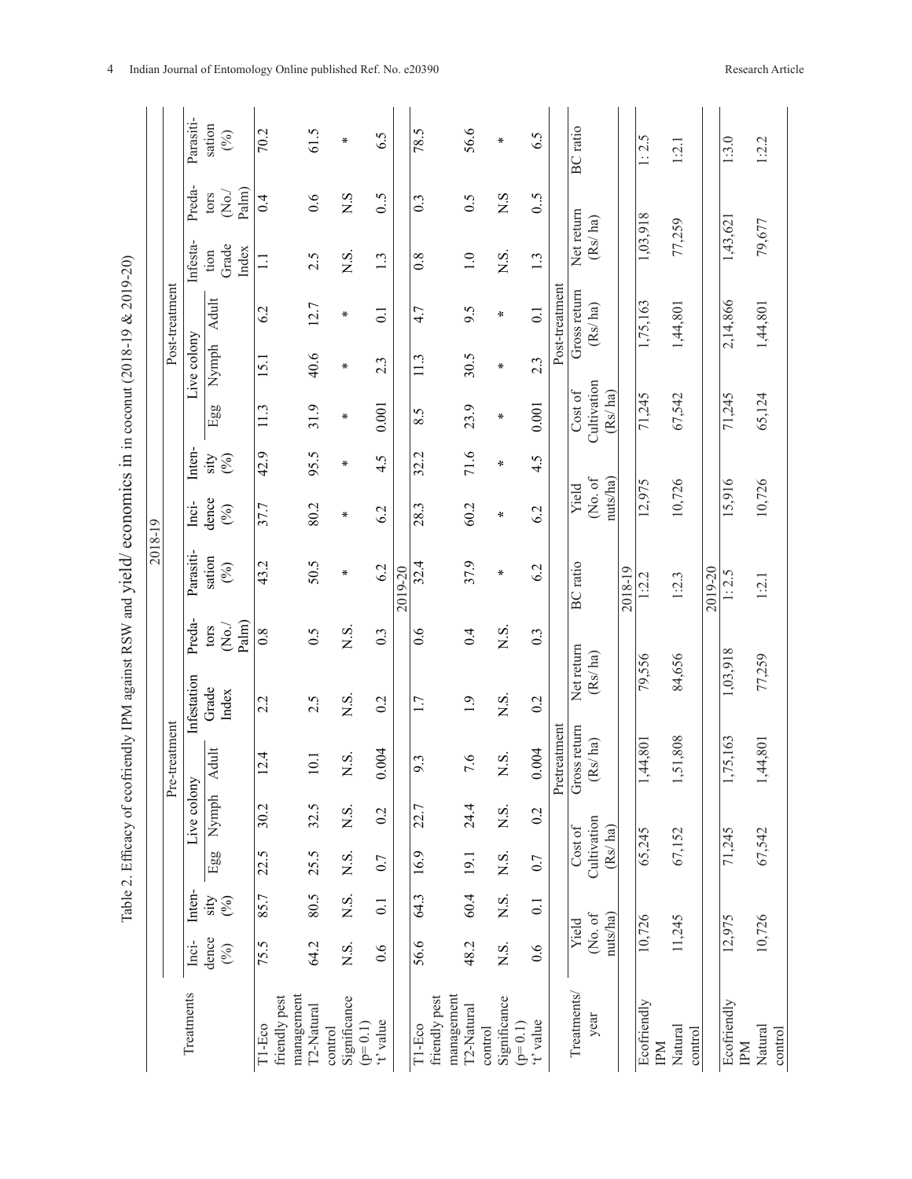Table 2. Efficacy of ecofriendly IPM against RSW and yield/ economics in in coconut (2018-19 & 2019-20)

| Treatments | Pre-treatment | | | | | | | | Post-treatment | | | | | | | |
|---|---|---|---|---|---|---|---|---|---|---|---|---|---|---|---|---|
| | Incidence (%) | Intensity (%) | Live colony Egg | Live colony Nymph | Live colony Adult | Infestation Grade Index | Predators (No./Palm) | Parasitisation (%) | Incidence (%) | Intensity (%) | Live colony Egg | Live colony Nymph | Live colony Adult | Infestation Grade Index | Predators (No./Palm) | Parasitisation (%) |
| **2018-19** | | | | | | | | | | | | | | | | |
| T1-Eco friendly pest management | 75.5 | 85.7 | 22.5 | 30.2 | 12.4 | 2.2 | 0.8 | 43.2 | 37.7 | 42.9 | 11.3 | 15.1 | 6.2 | 1.1 | 0.4 | 70.2 |
| T2-Natural control | 64.2 | 80.5 | 25.5 | 32.5 | 10.1 | 2.5 | 0.5 | 50.5 | 80.2 | 95.5 | 31.9 | 40.6 | 12.7 | 2.5 | 0.6 | 61.5 |
| Significance (p= 0.1) | N.S. | N.S. | N.S. | N.S. | N.S. | N.S. | N.S. | * | * | * | * | * | * | N.S. | N.S | * |
| 't' value | 0.6 | 0.1 | 0.7 | 0.2 | 0.004 | 0.2 | 0.3 | 6.2 | 6.2 | 4.5 | 0.001 | 2.3 | 0.1 | 1.3 | 0..5 | 6.5 |
| **2019-20** | | | | | | | | | | | | | | | | |
| T1-Eco friendly pest management | 56.6 | 64.3 | 16.9 | 22.7 | 9.3 | 1.7 | 0.6 | 32.4 | 28.3 | 32.2 | 8.5 | 11.3 | 4.7 | 0.8 | 0.3 | 78.5 |
| T2-Natural control | 48.2 | 60.4 | 19.1 | 24.4 | 7.6 | 1.9 | 0.4 | 37.9 | 60.2 | 71.6 | 23.9 | 30.5 | 9.5 | 1.0 | 0.5 | 56.6 |
| Significance (p= 0.1) | N.S. | N.S. | N.S. | N.S. | N.S. | N.S. | N.S. | * | * | * | * | * | * | N.S. | N.S | * |
| 't' value | 0.6 | 0.1 | 0.7 | 0.2 | 0.004 | 0.2 | 0.3 | 6.2 | 6.2 | 4.5 | 0.001 | 2.3 | 0.1 | 1.3 | 0..5 | 6.5 |

| Treatments/ year | Pretreatment | | | | | Post-treatment | | | | |
|---|---|---|---|---|---|---|---|---|---|---|
| | Yield (No. of nuts/ha) | Cost of Cultivation (Rs/ ha) | Gross return (Rs/ ha) | Net return (Rs/ ha) | BC ratio | Yield (No. of nuts/ha) | Cost of Cultivation (Rs/ ha) | Gross return (Rs/ ha) | Net return (Rs/ ha) | BC ratio |
| **2018-19** | | | | | | | | | | |
| Ecofriendly IPM | 10,726 | 65,245 | 1,44,801 | 79,556 | 1:2.2 | 12,975 | 71,245 | 1,75,163 | 1,03,918 | 1: 2.5 |
| Natural control | 11,245 | 67,152 | 1,51,808 | 84,656 | 1:2.3 | 10,726 | 67,542 | 1,44,801 | 77,259 | 1:2.1 |
| **2019-20** | | | | | | | | | | |
| Ecofriendly IPM | 12,975 | 71,245 | 1,75,163 | 1,03,918 | 1: 2.5 | 15,916 | 71,245 | 2,14,866 | 1,43,621 | 1:3.0 |
| Natural control | 10,726 | 67,542 | 1,44,801 | 77,259 | 1:2.1 | 10,726 | 65,124 | 1,44,801 | 79,677 | 1:2.2 |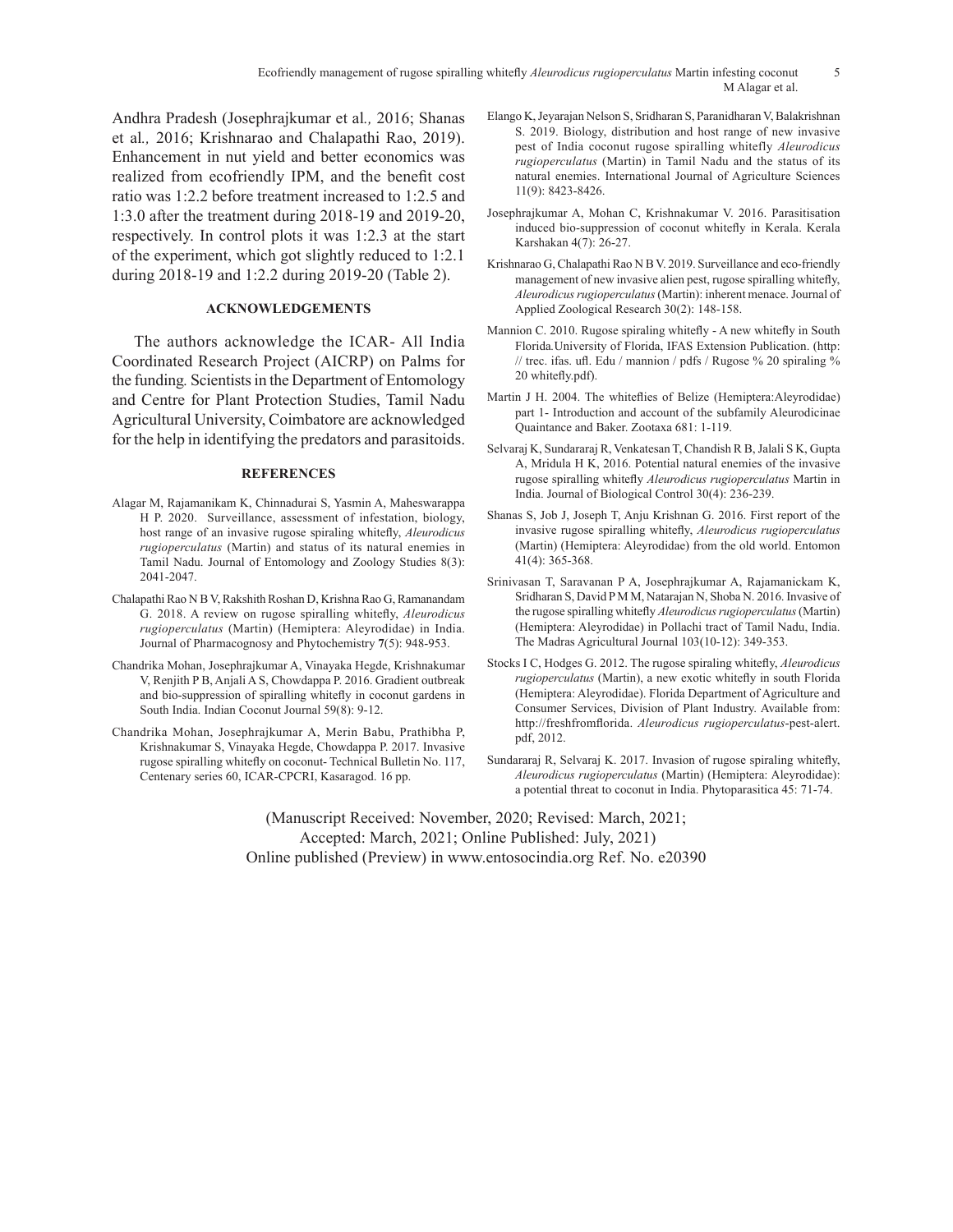Andhra Pradesh (Josephrajkumar et al*.,* 2016; Shanas et al*.,* 2016; Krishnarao and Chalapathi Rao, 2019). Enhancement in nut yield and better economics was realized from ecofriendly IPM, and the benefit cost ratio was 1:2.2 before treatment increased to 1:2.5 and 1:3.0 after the treatment during 2018-19 and 2019-20, respectively. In control plots it was 1:2.3 at the start of the experiment, which got slightly reduced to 1:2.1 during 2018-19 and 1:2.2 during 2019-20 (Table 2).

## ACKNOWLEDGEMENTS

The authors acknowledge the ICAR- All India Coordinated Research Project (AICRP) on Palms for the funding*.* Scientists in the Department of Entomology and Centre for Plant Protection Studies, Tamil Nadu Agricultural University, Coimbatore are acknowledged for the help in identifying the predators and parasitoids.

## REFERENCES

Alagar M, Rajamanikam K, Chinnadurai S, Yasmin A, Maheswarappa H P. 2020. Surveillance, assessment of infestation, biology, host range of an invasive rugose spiraling whitefly, *Aleurodicus rugioperculatus* (Martin) and status of its natural enemies in Tamil Nadu. Journal of Entomology and Zoology Studies 8(3): 2041-2047.

Chalapathi Rao N B V, Rakshith Roshan D, Krishna Rao G, Ramanandam G. 2018. A review on rugose spiralling whitefly, *Aleurodicus rugioperculatus* (Martin) (Hemiptera: Aleyrodidae) in India. Journal of Pharmacognosy and Phytochemistry **7**(5): 948-953.

Chandrika Mohan, Josephrajkumar A, Vinayaka Hegde, Krishnakumar V, Renjith P B, Anjali A S, Chowdappa P. 2016. Gradient outbreak and bio-suppression of spiralling whitefly in coconut gardens in South India. Indian Coconut Journal 59(8): 9-12.

Chandrika Mohan, Josephrajkumar A, Merin Babu, Prathibha P, Krishnakumar S, Vinayaka Hegde, Chowdappa P. 2017. Invasive rugose spiralling whitefly on coconut- Technical Bulletin No. 117, Centenary series 60, ICAR-CPCRI, Kasaragod. 16 pp.

Elango K, Jeyarajan Nelson S, Sridharan S, Paranidharan V, Balakrishnan S. 2019. Biology, distribution and host range of new invasive pest of India coconut rugose spiralling whitefly *Aleurodicus rugioperculatus* (Martin) in Tamil Nadu and the status of its natural enemies. International Journal of Agriculture Sciences 11(9): 8423-8426.

Josephrajkumar A, Mohan C, Krishnakumar V. 2016. Parasitisation induced bio-suppression of coconut whitefly in Kerala. Kerala Karshakan 4(7): 26-27.

Krishnarao G, Chalapathi Rao N B V. 2019. Surveillance and eco-friendly management of new invasive alien pest, rugose spiralling whitefly, *Aleurodicus rugioperculatus* (Martin): inherent menace. Journal of Applied Zoological Research 30(2): 148-158.

Mannion C. 2010. Rugose spiraling whitefly - A new whitefly in South Florida.University of Florida, IFAS Extension Publication. (http: // trec. ifas. ufl. Edu / mannion / pdfs / Rugose % 20 spiraling % 20 whitefly.pdf).

Martin J H. 2004. The whiteflies of Belize (Hemiptera:Aleyrodidae) part 1- Introduction and account of the subfamily Aleurodicinae Quaintance and Baker. Zootaxa 681: 1-119.

Selvaraj K, Sundararaj R, Venkatesan T, Chandish R B, Jalali S K, Gupta A, Mridula H K, 2016. Potential natural enemies of the invasive rugose spiralling whitefly *Aleurodicus rugioperculatus* Martin in India. Journal of Biological Control 30(4): 236-239.

Shanas S, Job J, Joseph T, Anju Krishnan G. 2016. First report of the invasive rugose spiralling whitefly, *Aleurodicus rugioperculatus* (Martin) (Hemiptera: Aleyrodidae) from the old world. Entomon 41(4): 365-368.

Srinivasan T, Saravanan P A, Josephrajkumar A, Rajamanickam K, Sridharan S, David P M M, Natarajan N, Shoba N. 2016. Invasive of the rugose spiralling whitefly *Aleurodicus rugioperculatus* (Martin) (Hemiptera: Aleyrodidae) in Pollachi tract of Tamil Nadu, India. The Madras Agricultural Journal 103(10-12): 349-353.

Stocks I C, Hodges G. 2012. The rugose spiraling whitefly, *Aleurodicus rugioperculatus* (Martin), a new exotic whitefly in south Florida (Hemiptera: Aleyrodidae). Florida Department of Agriculture and Consumer Services, Division of Plant Industry. Available from: http://freshfromflorida. *Aleurodicus rugioperculatus*-pest-alert. pdf, 2012.

Sundararaj R, Selvaraj K. 2017. Invasion of rugose spiraling whitefly, *Aleurodicus rugioperculatus* (Martin) (Hemiptera: Aleyrodidae): a potential threat to coconut in India. Phytoparasitica 45: 71-74.

(Manuscript Received: November, 2020; Revised: March, 2021;
Accepted: March, 2021; Online Published: July, 2021)
Online published (Preview) in www.entosocindia.org Ref. No. e20390